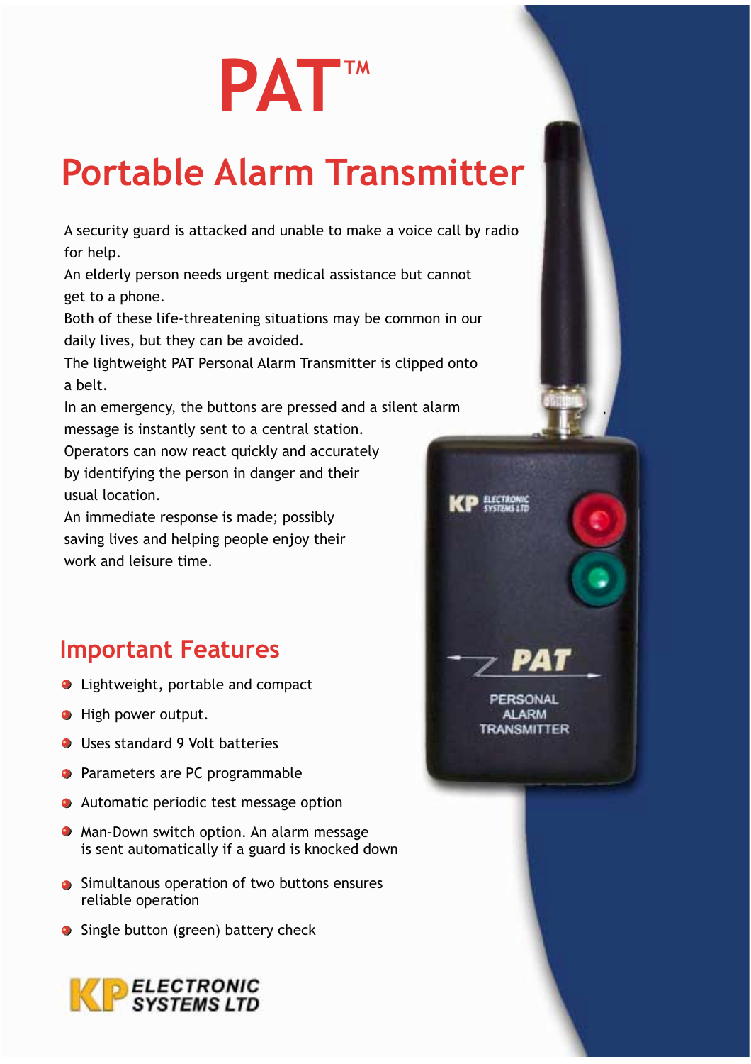# PAT™

## Portable Alarm Transmitter

A security guard is attacked and unable to make a voice call by radio for help.
An elderly person needs urgent medical assistance but cannot get to a phone.
Both of these life-threatening situations may be common in our daily lives, but they can be avoided.
The lightweight PAT Personal Alarm Transmitter is clipped onto a belt.
In an emergency, the buttons are pressed and a silent alarm message is instantly sent to a central station.
Operators can now react quickly and accurately by identifying the person in danger and their usual location.
An immediate response is made; possibly saving lives and helping people enjoy their work and leisure time.

## Important Features

- Lightweight, portable and compact
- High power output.
- Uses standard 9 Volt batteries
- Parameters are PC programmable
- Automatic periodic test message option
- Man-Down switch option. An alarm message is sent automatically if a guard is knocked down
- Simultanous operation of two buttons ensures reliable operation
- Single button (green) battery check

KP ELECTRONIC SYSTEMS LTD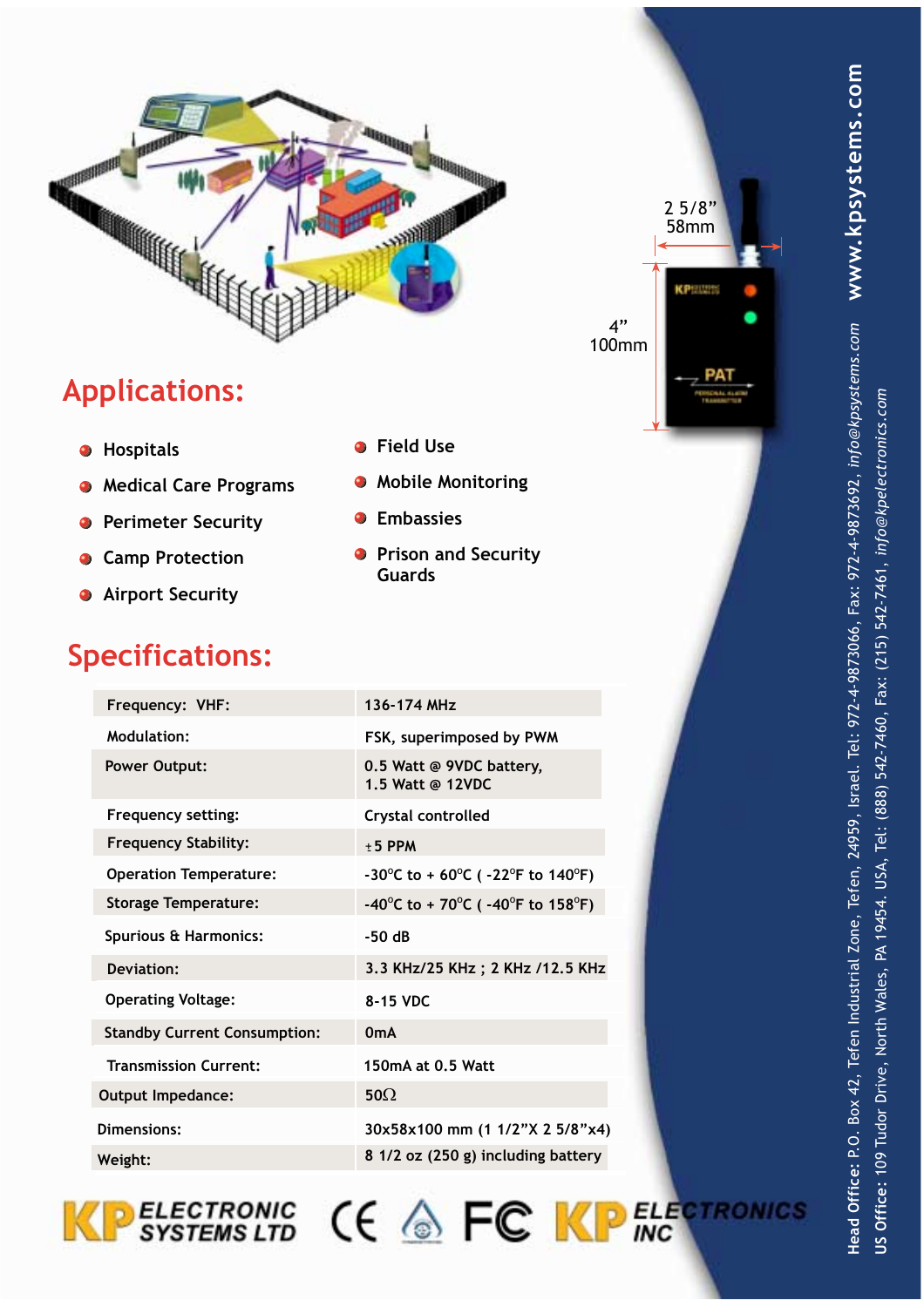2 5/8"
58mm

4"
100mm

## Applications:

- Hospitals
- Medical Care Programs
- Perimeter Security
- Camp Protection
- Airport Security
- Field Use
- Mobile Monitoring
- Embassies
- Prison and Security Guards

## Specifications:

| | |
|---|---|
| Frequency: VHF: | 136-174 MHz |
| Modulation: | FSK, superimposed by PWM |
| Power Output: | 0.5 Watt @ 9VDC battery, 1.5 Watt @ 12VDC |
| Frequency setting: | Crystal controlled |
| Frequency Stability: | ±5 PPM |
| Operation Temperature: | -30°C to + 60°C ( -22°F to 140°F) |
| Storage Temperature: | -40°C to + 70°C ( -40°F to 158°F) |
| Spurious & Harmonics: | -50 dB |
| Deviation: | 3.3 KHz/25 KHz ; 2 KHz /12.5 KHz |
| Operating Voltage: | 8-15 VDC |
| Standby Current Consumption: | 0mA |
| Transmission Current: | 150mA at 0.5 Watt |
| Output Impedance: | 50Ω |
| Dimensions: | 30x58x100 mm (1 1/2"X 2 5/8"x4) |
| Weight: | 8 1/2 oz (250 g) including battery |

KP ELECTRONIC SYSTEMS LTD CE FC KP ELECTRONICS INC

**www.kpsystems.com**

Head Office: P.O. Box 42, Tefen Industrial Zone, Tefen, 24959, Israel. Tel: 972-4-9873066, Fax: 972-4-9873692, *info@kpsystems.com*

US Office: 109 Tudor Drive, North Wales, PA 19454. USA, Tel: (888) 542-7460, Fax: (215) 542-7461, *info@kpelectronics.com*